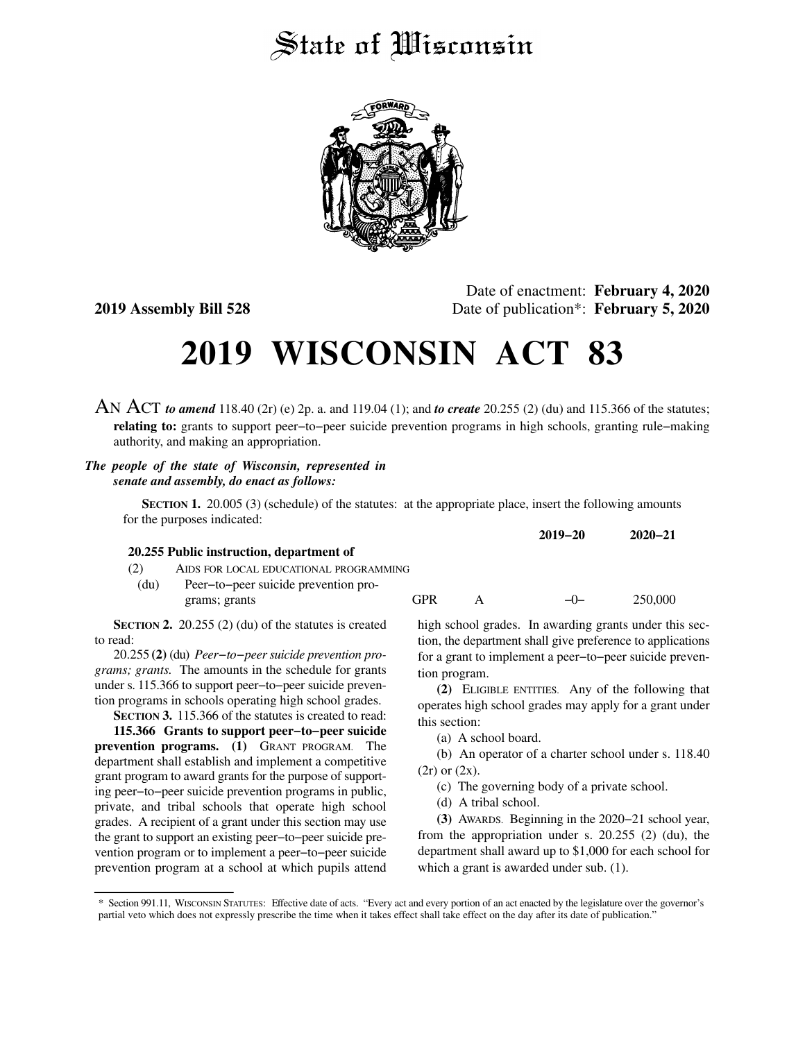# State of Wisconsin

**2019 Assembly Bill 528**

Date of enactment: **February 4, 2020**
Date of publication*: **February 5, 2020**

# 2019 WISCONSIN ACT 83

AN ACT ***to amend*** 118.40 (2r) (e) 2p. a. and 119.04 (1); and ***to create*** 20.255 (2) (du) and 115.366 of the statutes; **relating to:** grants to support peer−to−peer suicide prevention programs in high schools, granting rule−making authority, and making an appropriation.

***The people of the state of Wisconsin, represented in senate and assembly, do enact as follows:***

**SECTION 1.** 20.005 (3) (schedule) of the statutes: at the appropriate place, insert the following amounts for the purposes indicated:

| | | | | 2019−20 | 2020−21 |
|---|---|---|---|---|---|
| **20.255 Public instruction, department of** | | | | | |
| (2) | AIDS FOR LOCAL EDUCATIONAL PROGRAMMING | | | | |
| (du) | Peer−to−peer suicide prevention programs; grants | GPR | A | −0− | 250,000 |

**SECTION 2.** 20.255 (2) (du) of the statutes is created to read:

20.255 **(2)** (du) *Peer−to−peer suicide prevention programs; grants.* The amounts in the schedule for grants under s. 115.366 to support peer−to−peer suicide prevention programs in schools operating high school grades.

**SECTION 3.** 115.366 of the statutes is created to read:

**115.366 Grants to support peer−to−peer suicide prevention programs. (1)** GRANT PROGRAM. The department shall establish and implement a competitive grant program to award grants for the purpose of supporting peer−to−peer suicide prevention programs in public, private, and tribal schools that operate high school grades. A recipient of a grant under this section may use the grant to support an existing peer−to−peer suicide prevention program or to implement a peer−to−peer suicide prevention program at a school at which pupils attend high school grades. In awarding grants under this section, the department shall give preference to applications for a grant to implement a peer−to−peer suicide prevention program.

**(2)** ELIGIBLE ENTITIES. Any of the following that operates high school grades may apply for a grant under this section:

(a) A school board.

(b) An operator of a charter school under s. 118.40 (2r) or (2x).

(c) The governing body of a private school.

(d) A tribal school.

**(3)** AWARDS. Beginning in the 2020−21 school year, from the appropriation under s. 20.255 (2) (du), the department shall award up to $1,000 for each school for which a grant is awarded under sub. (1).

---

\* Section 991.11, WISCONSIN STATUTES: Effective date of acts. "Every act and every portion of an act enacted by the legislature over the governor's partial veto which does not expressly prescribe the time when it takes effect shall take effect on the day after its date of publication."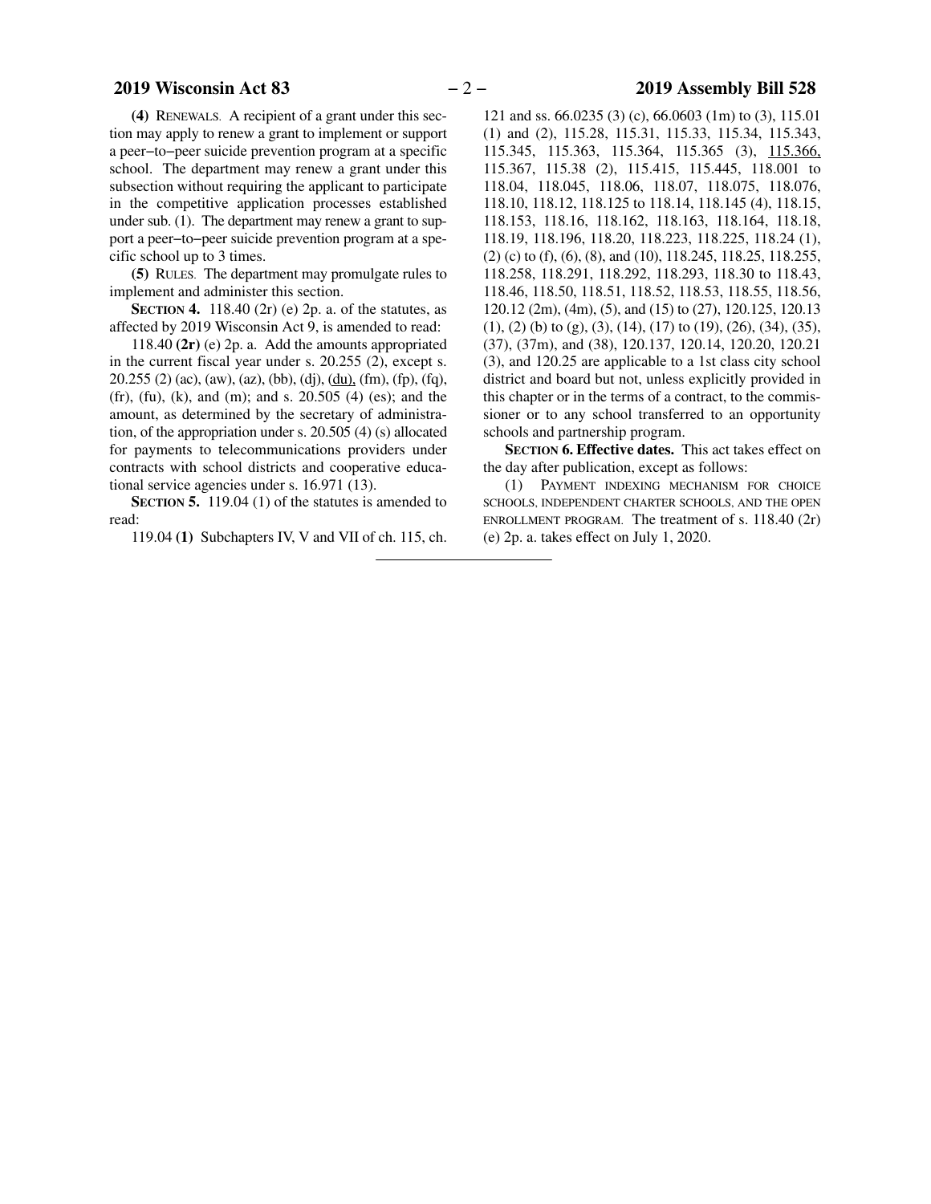**(4)** Renewals. A recipient of a grant under this section may apply to renew a grant to implement or support a peer-to-peer suicide prevention program at a specific school. The department may renew a grant under this subsection without requiring the applicant to participate in the competitive application processes established under sub. (1). The department may renew a grant to support a peer-to-peer suicide prevention program at a specific school up to 3 times.

**(5)** Rules. The department may promulgate rules to implement and administer this section.

**Section 4.** 118.40 (2r) (e) 2p. a. of the statutes, as affected by 2019 Wisconsin Act 9, is amended to read:

118.40 **(2r)** (e) 2p. a. Add the amounts appropriated in the current fiscal year under s. 20.255 (2), except s. 20.255 (2) (ac), (aw), (az), (bb), (dj), <u>(du),</u> (fm), (fp), (fq), (fr), (fu), (k), and (m); and s. 20.505 (4) (es); and the amount, as determined by the secretary of administration, of the appropriation under s. 20.505 (4) (s) allocated for payments to telecommunications providers under contracts with school districts and cooperative educational service agencies under s. 16.971 (13).

**Section 5.** 119.04 (1) of the statutes is amended to read:

119.04 **(1)** Subchapters IV, V and VII of ch. 115, ch. 121 and ss. 66.0235 (3) (c), 66.0603 (1m) to (3), 115.01 (1) and (2), 115.28, 115.31, 115.33, 115.34, 115.343, 115.345, 115.363, 115.364, 115.365 (3), <u>115.366,</u> 115.367, 115.38 (2), 115.415, 115.445, 118.001 to 118.04, 118.045, 118.06, 118.07, 118.075, 118.076, 118.10, 118.12, 118.125 to 118.14, 118.145 (4), 118.15, 118.153, 118.16, 118.162, 118.163, 118.164, 118.18, 118.19, 118.196, 118.20, 118.223, 118.225, 118.24 (1), (2) (c) to (f), (6), (8), and (10), 118.245, 118.25, 118.255, 118.258, 118.291, 118.292, 118.293, 118.30 to 118.43, 118.46, 118.50, 118.51, 118.52, 118.53, 118.55, 118.56, 120.12 (2m), (4m), (5), and (15) to (27), 120.125, 120.13 (1), (2) (b) to (g), (3), (14), (17) to (19), (26), (34), (35), (37), (37m), and (38), 120.137, 120.14, 120.20, 120.21 (3), and 120.25 are applicable to a 1st class city school district and board but not, unless explicitly provided in this chapter or in the terms of a contract, to the commissioner or to any school transferred to an opportunity schools and partnership program.

**Section 6. Effective dates.** This act takes effect on the day after publication, except as follows:

(1) Payment indexing mechanism for choice schools, independent charter schools, and the open enrollment program. The treatment of s. 118.40 (2r) (e) 2p. a. takes effect on July 1, 2020.